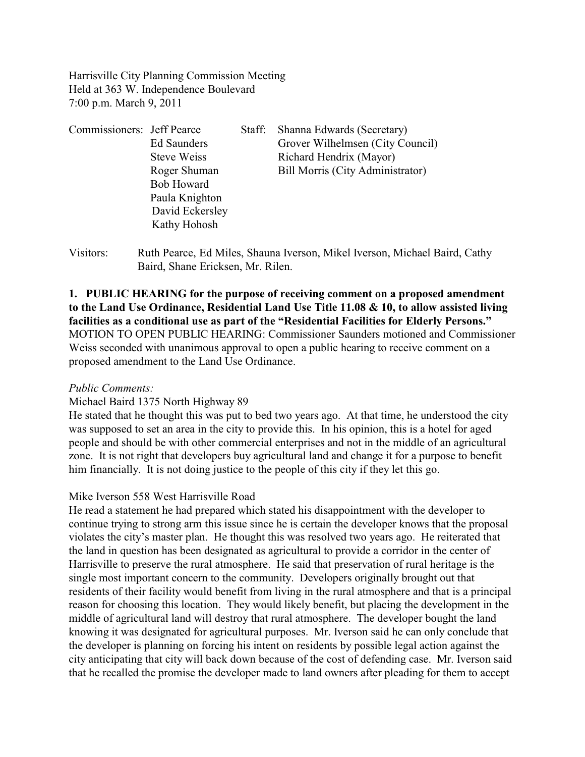Harrisville City Planning Commission Meeting
Held at 363 W. Independence Boulevard
7:00 p.m. March 9, 2011

| Commissioners: | Staff: |
|---|---|
| Jeff Pearce | Shanna Edwards (Secretary) |
| Ed Saunders | Grover Wilhelmsen (City Council) |
| Steve Weiss | Richard Hendrix (Mayor) |
| Roger Shuman | Bill Morris (City Administrator) |
| Bob Howard | |
| Paula Knighton | |
| David Eckersley | |
| Kathy Hohosh | |

Visitors: Ruth Pearce, Ed Miles, Shauna Iverson, Mikel Iverson, Michael Baird, Cathy Baird, Shane Ericksen, Mr. Rilen.

**1. PUBLIC HEARING for the purpose of receiving comment on a proposed amendment to the Land Use Ordinance, Residential Land Use Title 11.08 & 10, to allow assisted living facilities as a conditional use as part of the "Residential Facilities for Elderly Persons."**
MOTION TO OPEN PUBLIC HEARING: Commissioner Saunders motioned and Commissioner Weiss seconded with unanimous approval to open a public hearing to receive comment on a proposed amendment to the Land Use Ordinance.

*Public Comments:*

Michael Baird 1375 North Highway 89
He stated that he thought this was put to bed two years ago. At that time, he understood the city was supposed to set an area in the city to provide this. In his opinion, this is a hotel for aged people and should be with other commercial enterprises and not in the middle of an agricultural zone. It is not right that developers buy agricultural land and change it for a purpose to benefit him financially. It is not doing justice to the people of this city if they let this go.

Mike Iverson 558 West Harrisville Road
He read a statement he had prepared which stated his disappointment with the developer to continue trying to strong arm this issue since he is certain the developer knows that the proposal violates the city's master plan. He thought this was resolved two years ago. He reiterated that the land in question has been designated as agricultural to provide a corridor in the center of Harrisville to preserve the rural atmosphere. He said that preservation of rural heritage is the single most important concern to the community. Developers originally brought out that residents of their facility would benefit from living in the rural atmosphere and that is a principal reason for choosing this location. They would likely benefit, but placing the development in the middle of agricultural land will destroy that rural atmosphere. The developer bought the land knowing it was designated for agricultural purposes. Mr. Iverson said he can only conclude that the developer is planning on forcing his intent on residents by possible legal action against the city anticipating that city will back down because of the cost of defending case. Mr. Iverson said that he recalled the promise the developer made to land owners after pleading for them to accept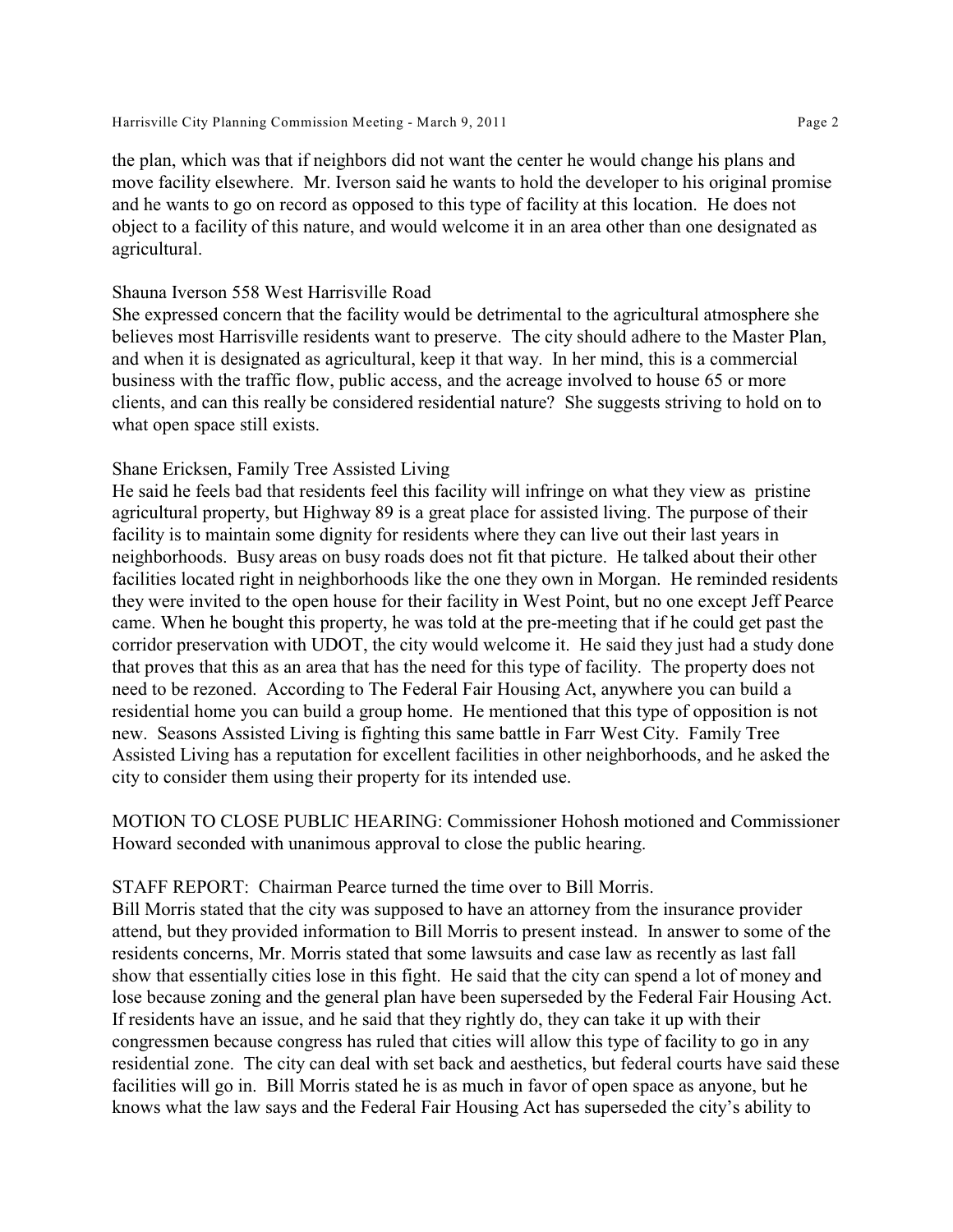the plan, which was that if neighbors did not want the center he would change his plans and move facility elsewhere. Mr. Iverson said he wants to hold the developer to his original promise and he wants to go on record as opposed to this type of facility at this location. He does not object to a facility of this nature, and would welcome it in an area other than one designated as agricultural.

Shauna Iverson 558 West Harrisville Road
She expressed concern that the facility would be detrimental to the agricultural atmosphere she believes most Harrisville residents want to preserve. The city should adhere to the Master Plan, and when it is designated as agricultural, keep it that way. In her mind, this is a commercial business with the traffic flow, public access, and the acreage involved to house 65 or more clients, and can this really be considered residential nature? She suggests striving to hold on to what open space still exists.

Shane Ericksen, Family Tree Assisted Living
He said he feels bad that residents feel this facility will infringe on what they view as pristine agricultural property, but Highway 89 is a great place for assisted living. The purpose of their facility is to maintain some dignity for residents where they can live out their last years in neighborhoods. Busy areas on busy roads does not fit that picture. He talked about their other facilities located right in neighborhoods like the one they own in Morgan. He reminded residents they were invited to the open house for their facility in West Point, but no one except Jeff Pearce came. When he bought this property, he was told at the pre-meeting that if he could get past the corridor preservation with UDOT, the city would welcome it. He said they just had a study done that proves that this as an area that has the need for this type of facility. The property does not need to be rezoned. According to The Federal Fair Housing Act, anywhere you can build a residential home you can build a group home. He mentioned that this type of opposition is not new. Seasons Assisted Living is fighting this same battle in Farr West City. Family Tree Assisted Living has a reputation for excellent facilities in other neighborhoods, and he asked the city to consider them using their property for its intended use.

MOTION TO CLOSE PUBLIC HEARING: Commissioner Hohosh motioned and Commissioner Howard seconded with unanimous approval to close the public hearing.

STAFF REPORT: Chairman Pearce turned the time over to Bill Morris.
Bill Morris stated that the city was supposed to have an attorney from the insurance provider attend, but they provided information to Bill Morris to present instead. In answer to some of the residents concerns, Mr. Morris stated that some lawsuits and case law as recently as last fall show that essentially cities lose in this fight. He said that the city can spend a lot of money and lose because zoning and the general plan have been superseded by the Federal Fair Housing Act. If residents have an issue, and he said that they rightly do, they can take it up with their congressmen because congress has ruled that cities will allow this type of facility to go in any residential zone. The city can deal with set back and aesthetics, but federal courts have said these facilities will go in. Bill Morris stated he is as much in favor of open space as anyone, but he knows what the law says and the Federal Fair Housing Act has superseded the city's ability to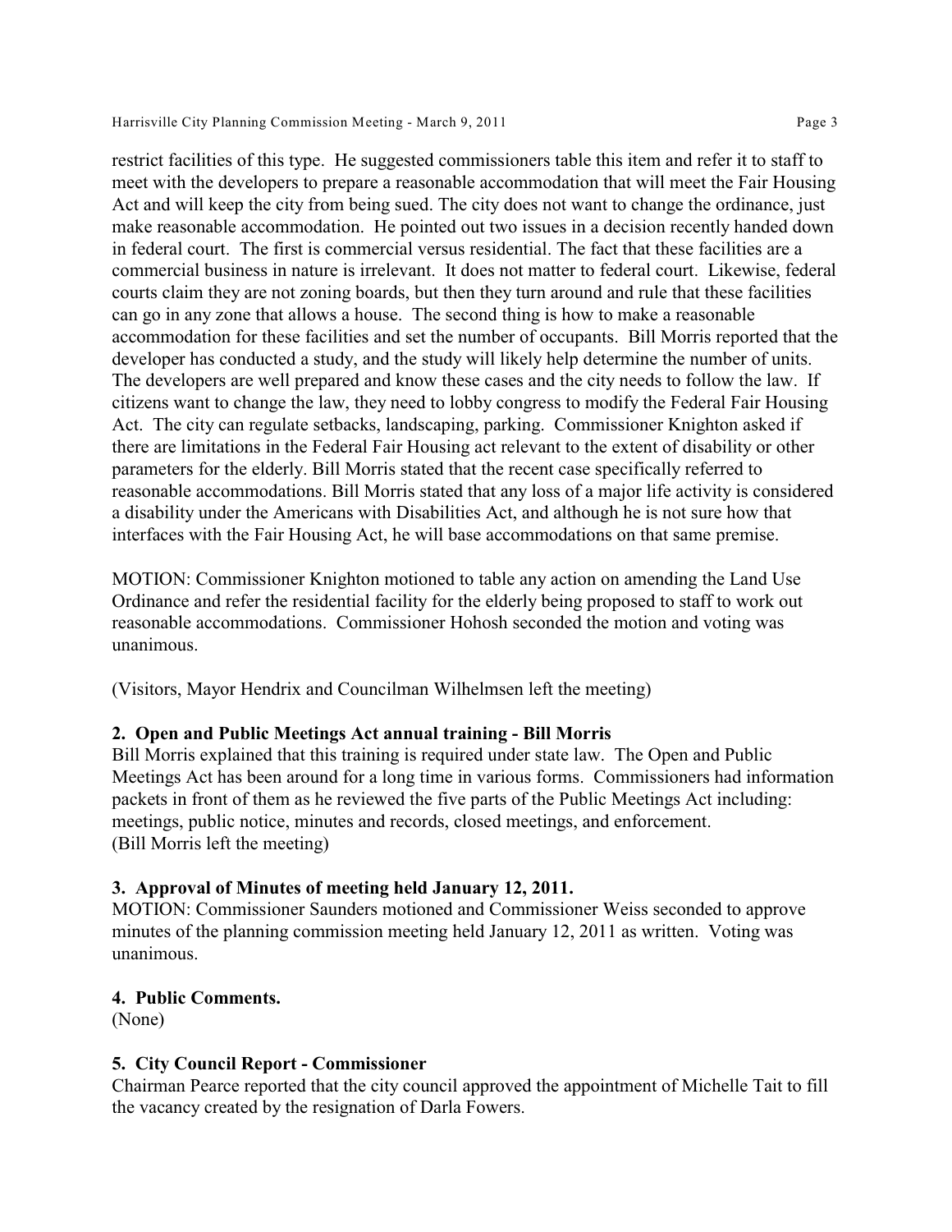restrict facilities of this type. He suggested commissioners table this item and refer it to staff to meet with the developers to prepare a reasonable accommodation that will meet the Fair Housing Act and will keep the city from being sued. The city does not want to change the ordinance, just make reasonable accommodation. He pointed out two issues in a decision recently handed down in federal court. The first is commercial versus residential. The fact that these facilities are a commercial business in nature is irrelevant. It does not matter to federal court. Likewise, federal courts claim they are not zoning boards, but then they turn around and rule that these facilities can go in any zone that allows a house. The second thing is how to make a reasonable accommodation for these facilities and set the number of occupants. Bill Morris reported that the developer has conducted a study, and the study will likely help determine the number of units. The developers are well prepared and know these cases and the city needs to follow the law. If citizens want to change the law, they need to lobby congress to modify the Federal Fair Housing Act. The city can regulate setbacks, landscaping, parking. Commissioner Knighton asked if there are limitations in the Federal Fair Housing act relevant to the extent of disability or other parameters for the elderly. Bill Morris stated that the recent case specifically referred to reasonable accommodations. Bill Morris stated that any loss of a major life activity is considered a disability under the Americans with Disabilities Act, and although he is not sure how that interfaces with the Fair Housing Act, he will base accommodations on that same premise.

MOTION: Commissioner Knighton motioned to table any action on amending the Land Use Ordinance and refer the residential facility for the elderly being proposed to staff to work out reasonable accommodations. Commissioner Hohosh seconded the motion and voting was unanimous.

(Visitors, Mayor Hendrix and Councilman Wilhelmsen left the meeting)

**2. Open and Public Meetings Act annual training - Bill Morris**

Bill Morris explained that this training is required under state law. The Open and Public Meetings Act has been around for a long time in various forms. Commissioners had information packets in front of them as he reviewed the five parts of the Public Meetings Act including: meetings, public notice, minutes and records, closed meetings, and enforcement.
(Bill Morris left the meeting)

**3. Approval of Minutes of meeting held January 12, 2011.**

MOTION: Commissioner Saunders motioned and Commissioner Weiss seconded to approve minutes of the planning commission meeting held January 12, 2011 as written. Voting was unanimous.

**4. Public Comments.**

(None)

**5. City Council Report - Commissioner**

Chairman Pearce reported that the city council approved the appointment of Michelle Tait to fill the vacancy created by the resignation of Darla Fowers.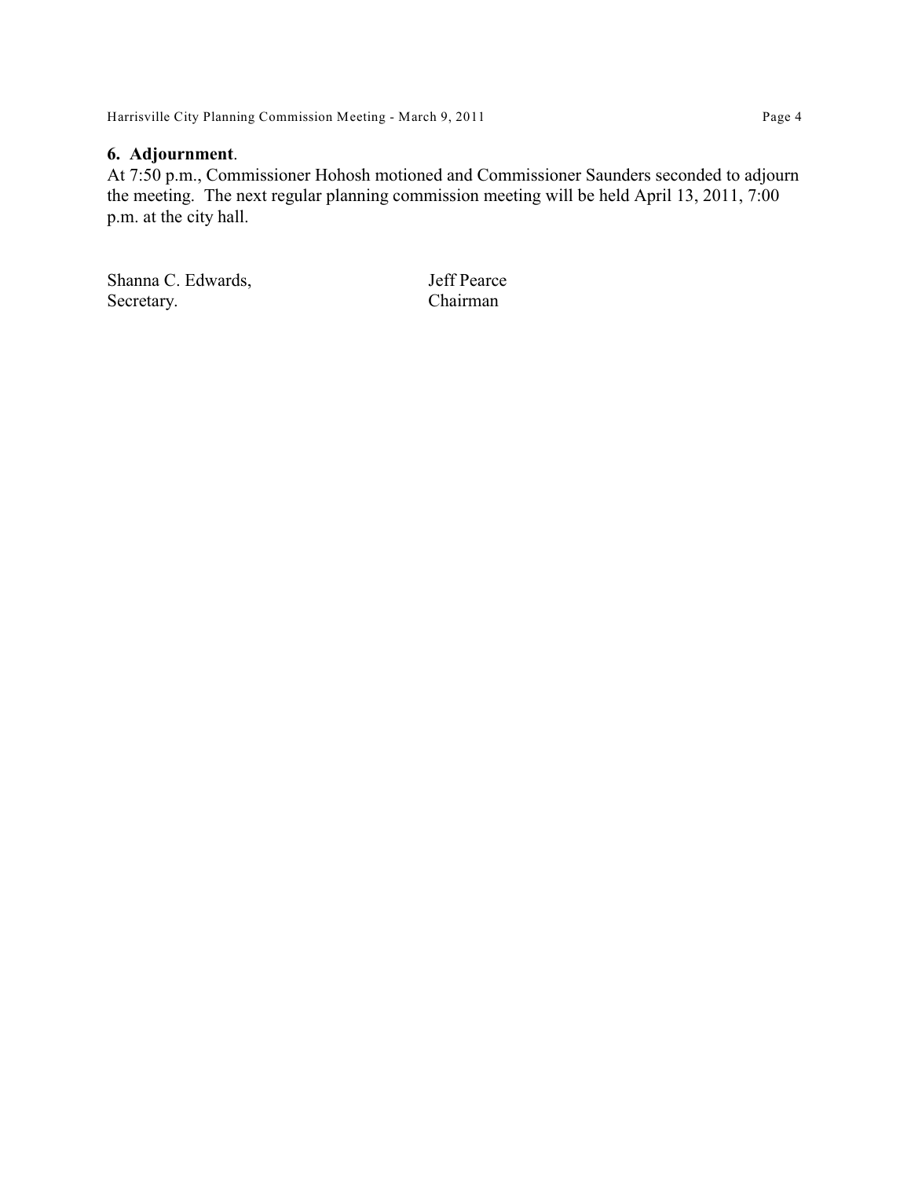**6. Adjournment**.

At 7:50 p.m., Commissioner Hohosh motioned and Commissioner Saunders seconded to adjourn the meeting. The next regular planning commission meeting will be held April 13, 2011, 7:00 p.m. at the city hall.

| | |
|---|---|
| Shanna C. Edwards, | Jeff Pearce |
| Secretary. | Chairman |